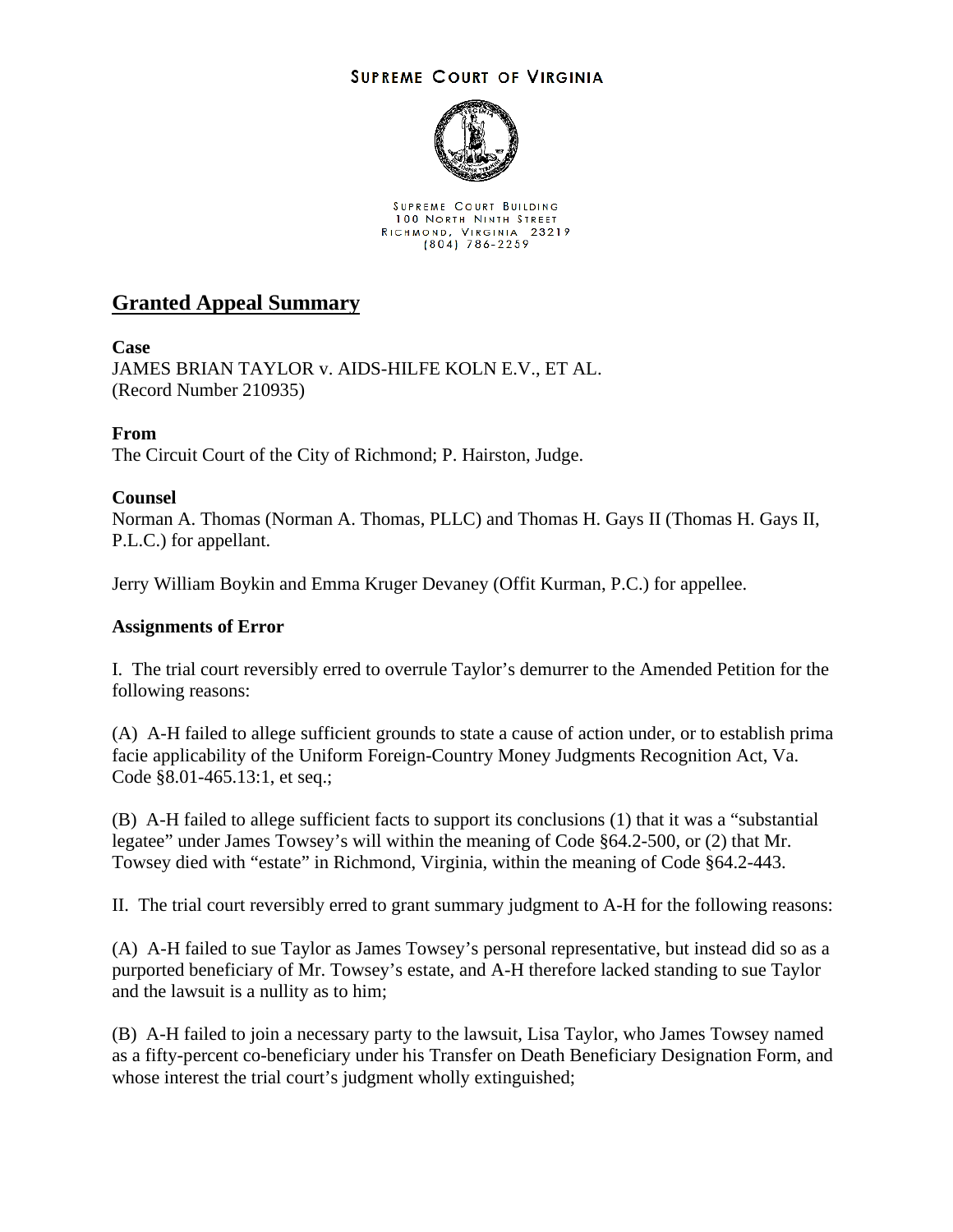SUPREME COURT OF VIRGINIA

SUPREME COURT BUILDING
100 NORTH NINTH STREET
RICHMOND, VIRGINIA 23219
(804) 786-2259

## Granted Appeal Summary

**Case**
JAMES BRIAN TAYLOR v. AIDS-HILFE KOLN E.V., ET AL.
(Record Number 210935)

**From**
The Circuit Court of the City of Richmond; P. Hairston, Judge.

**Counsel**
Norman A. Thomas (Norman A. Thomas, PLLC) and Thomas H. Gays II (Thomas H. Gays II, P.L.C.) for appellant.

Jerry William Boykin and Emma Kruger Devaney (Offit Kurman, P.C.) for appellee.

**Assignments of Error**

I. The trial court reversibly erred to overrule Taylor's demurrer to the Amended Petition for the following reasons:

(A) A-H failed to allege sufficient grounds to state a cause of action under, or to establish prima facie applicability of the Uniform Foreign-Country Money Judgments Recognition Act, Va. Code §8.01-465.13:1, et seq.;

(B) A-H failed to allege sufficient facts to support its conclusions (1) that it was a "substantial legatee" under James Towsey's will within the meaning of Code §64.2-500, or (2) that Mr. Towsey died with "estate" in Richmond, Virginia, within the meaning of Code §64.2-443.

II. The trial court reversibly erred to grant summary judgment to A-H for the following reasons:

(A) A-H failed to sue Taylor as James Towsey's personal representative, but instead did so as a purported beneficiary of Mr. Towsey's estate, and A-H therefore lacked standing to sue Taylor and the lawsuit is a nullity as to him;

(B) A-H failed to join a necessary party to the lawsuit, Lisa Taylor, who James Towsey named as a fifty-percent co-beneficiary under his Transfer on Death Beneficiary Designation Form, and whose interest the trial court's judgment wholly extinguished;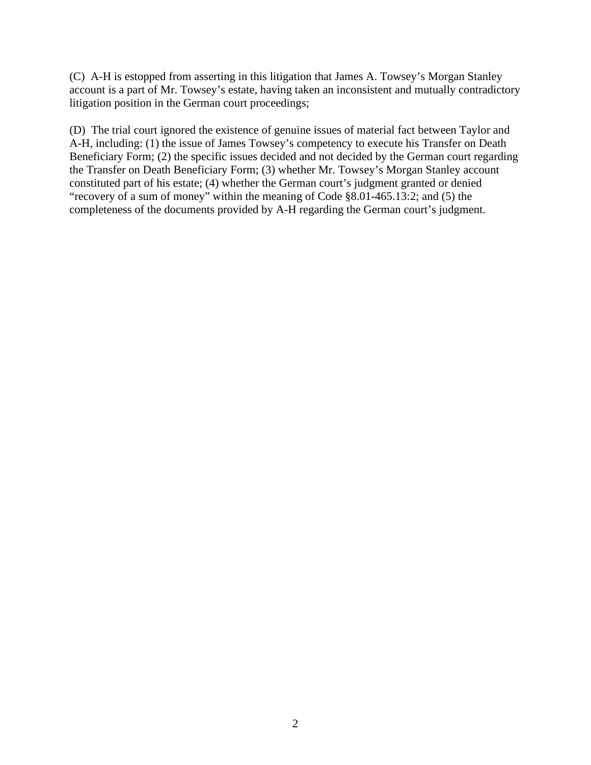(C) A-H is estopped from asserting in this litigation that James A. Towsey's Morgan Stanley account is a part of Mr. Towsey's estate, having taken an inconsistent and mutually contradictory litigation position in the German court proceedings;

(D) The trial court ignored the existence of genuine issues of material fact between Taylor and A-H, including: (1) the issue of James Towsey's competency to execute his Transfer on Death Beneficiary Form; (2) the specific issues decided and not decided by the German court regarding the Transfer on Death Beneficiary Form; (3) whether Mr. Towsey's Morgan Stanley account constituted part of his estate; (4) whether the German court's judgment granted or denied "recovery of a sum of money" within the meaning of Code §8.01-465.13:2; and (5) the completeness of the documents provided by A-H regarding the German court's judgment.